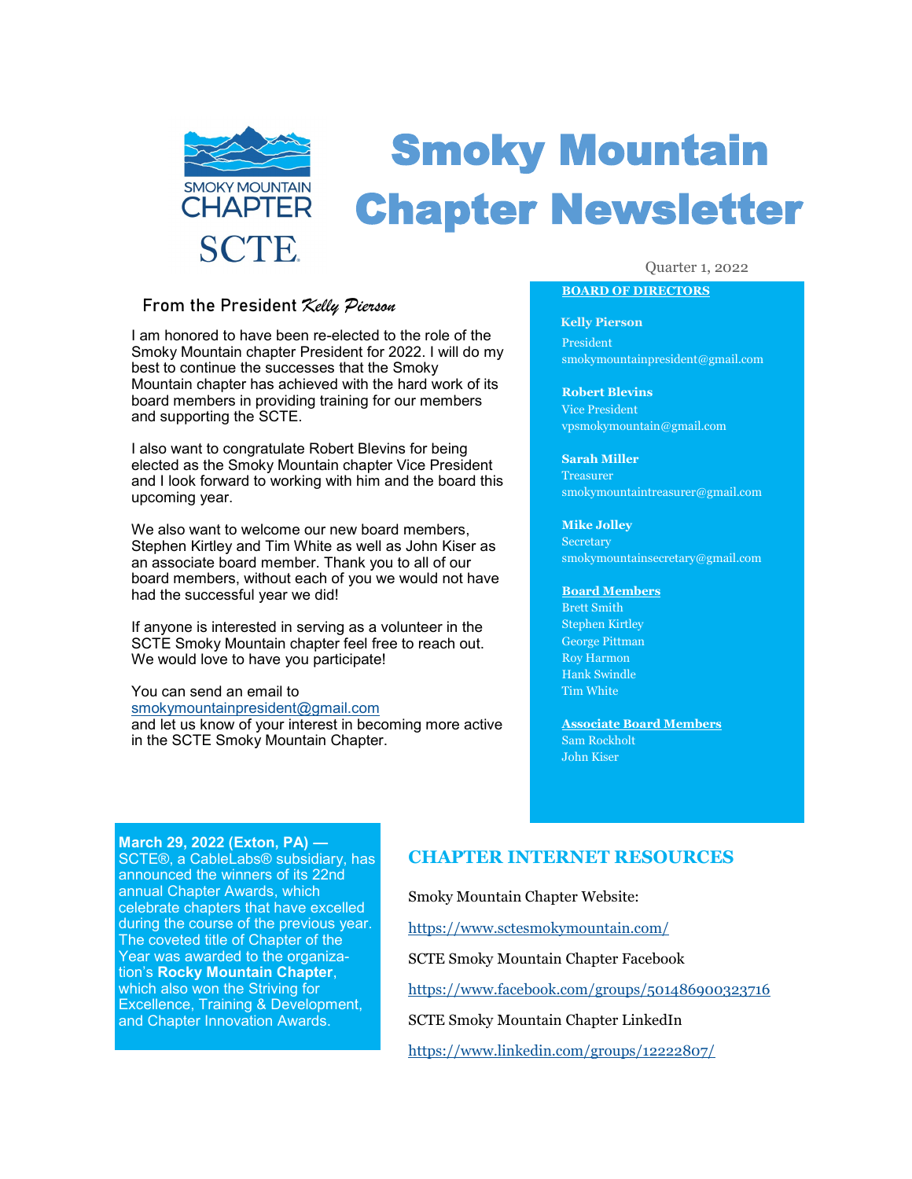# Smoky Mountain Chapter Newsletter

Quarter 1, 2022

## From the President *Kelly Pierson*

I am honored to have been re-elected to the role of the Smoky Mountain chapter President for 2022. I will do my best to continue the successes that the Smoky Mountain chapter has achieved with the hard work of its board members in providing training for our members and supporting the SCTE.

I also want to congratulate Robert Blevins for being elected as the Smoky Mountain chapter Vice President and I look forward to working with him and the board this upcoming year.

We also want to welcome our new board members, Stephen Kirtley and Tim White as well as John Kiser as an associate board member. Thank you to all of our board members, without each of you we would not have had the successful year we did!

If anyone is interested in serving as a volunteer in the SCTE Smoky Mountain chapter feel free to reach out. We would love to have you participate!

You can send an email to smokymountainpresident@gmail.com and let us know of your interest in becoming more active in the SCTE Smoky Mountain Chapter.

### BOARD OF DIRECTORS

**Kelly Pierson**
President
smokymountainpresident@gmail.com

**Robert Blevins**
Vice President
vpsmokymountain@gmail.com

**Sarah Miller**
Treasurer
smokymountaintreasurer@gmail.com

**Mike Jolley**
Secretary
smokymountainsecretary@gmail.com

**Board Members**
Brett Smith
Stephen Kirtley
George Pittman
Roy Harmon
Hank Swindle
Tim White

**Associate Board Members**
Sam Rockholt
John Kiser

**March 29, 2022 (Exton, PA) —** SCTE®, a CableLabs® subsidiary, has announced the winners of its 22nd annual Chapter Awards, which celebrate chapters that have excelled during the course of the previous year. The coveted title of Chapter of the Year was awarded to the organization's **Rocky Mountain Chapter**, which also won the Striving for Excellence, Training & Development, and Chapter Innovation Awards.

## CHAPTER INTERNET RESOURCES

Smoky Mountain Chapter Website:

https://www.sctesmokymountain.com/

SCTE Smoky Mountain Chapter Facebook

https://www.facebook.com/groups/501486900323716

SCTE Smoky Mountain Chapter LinkedIn

https://www.linkedin.com/groups/12222807/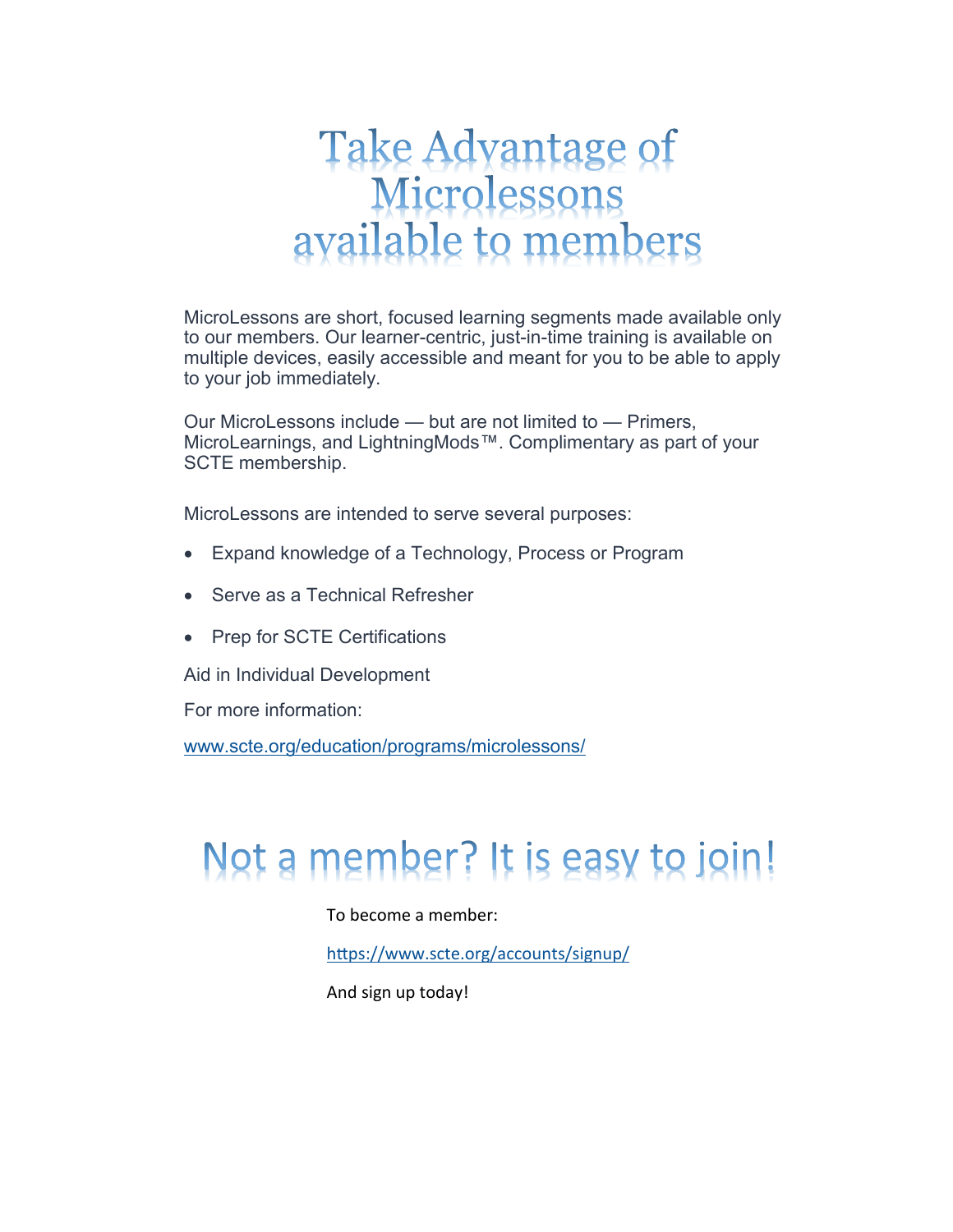# Take Advantage of Microlessons available to members

MicroLessons are short, focused learning segments made available only to our members. Our learner-centric, just-in-time training is available on multiple devices, easily accessible and meant for you to be able to apply to your job immediately.

Our MicroLessons include — but are not limited to — Primers, MicroLearnings, and LightningMods™. Complimentary as part of your SCTE membership.

MicroLessons are intended to serve several purposes:

- Expand knowledge of a Technology, Process or Program
- Serve as a Technical Refresher
- Prep for SCTE Certifications

Aid in Individual Development

For more information:

www.scte.org/education/programs/microlessons/

# Not a member? It is easy to join!

To become a member:

https://www.scte.org/accounts/signup/

And sign up today!